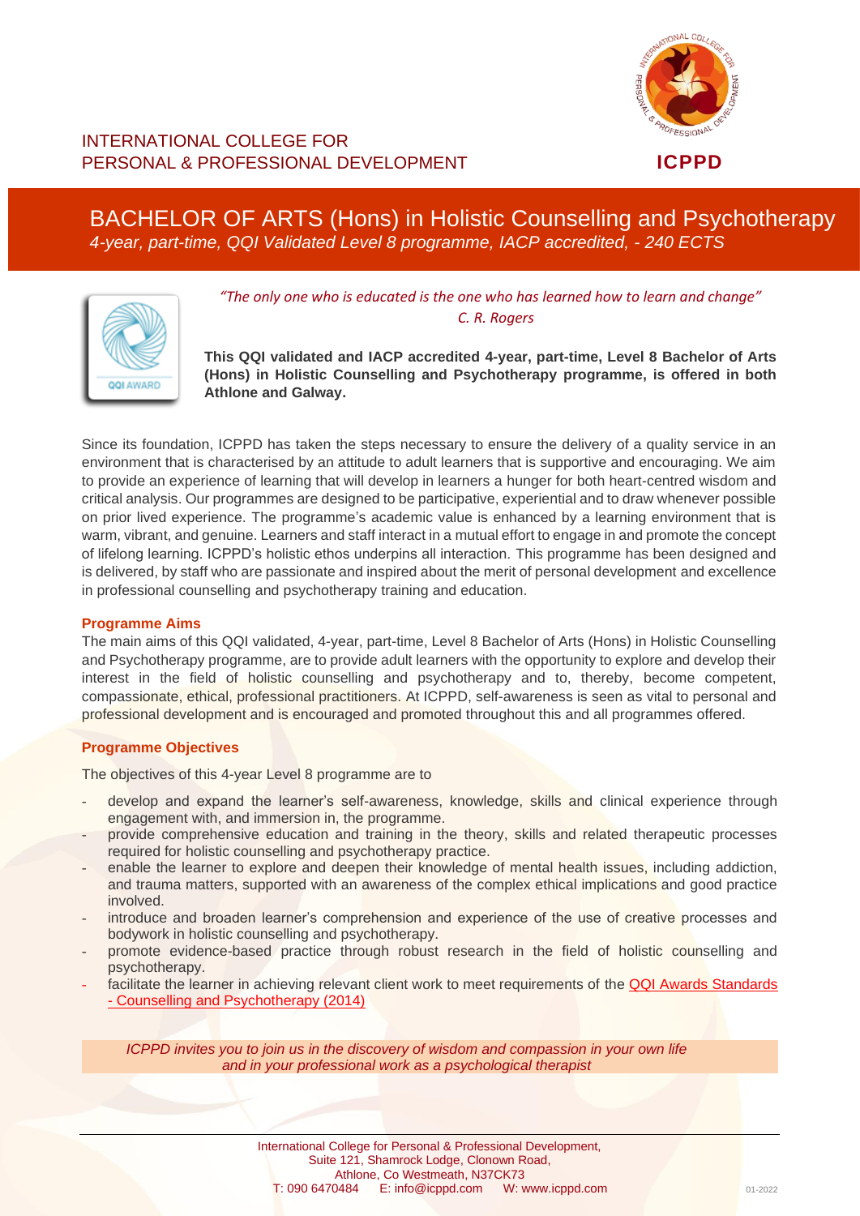INTERNATIONAL COLLEGE FOR
PERSONAL & PROFESSIONAL DEVELOPMENT

**ICPPD**

# BACHELOR OF ARTS (Hons) in Holistic Counselling and Psychotherapy

*4-year, part-time, QQI Validated Level 8 programme, IACP accredited, - 240 ECTS*

QQI AWARD

*"The only one who is educated is the one who has learned how to learn and change"*
*C. R. Rogers*

**This QQI validated and IACP accredited 4-year, part-time, Level 8 Bachelor of Arts (Hons) in Holistic Counselling and Psychotherapy programme, is offered in both Athlone and Galway.**

Since its foundation, ICPPD has taken the steps necessary to ensure the delivery of a quality service in an environment that is characterised by an attitude to adult learners that is supportive and encouraging. We aim to provide an experience of learning that will develop in learners a hunger for both heart-centred wisdom and critical analysis. Our programmes are designed to be participative, experiential and to draw whenever possible on prior lived experience. The programme's academic value is enhanced by a learning environment that is warm, vibrant, and genuine. Learners and staff interact in a mutual effort to engage in and promote the concept of lifelong learning. ICPPD's holistic ethos underpins all interaction. This programme has been designed and is delivered, by staff who are passionate and inspired about the merit of personal development and excellence in professional counselling and psychotherapy training and education.

### Programme Aims

The main aims of this QQI validated, 4-year, part-time, Level 8 Bachelor of Arts (Hons) in Holistic Counselling and Psychotherapy programme, are to provide adult learners with the opportunity to explore and develop their interest in the field of holistic counselling and psychotherapy and to, thereby, become competent, compassionate, ethical, professional practitioners. At ICPPD, self-awareness is seen as vital to personal and professional development and is encouraged and promoted throughout this and all programmes offered.

### Programme Objectives

The objectives of this 4-year Level 8 programme are to

- develop and expand the learner's self-awareness, knowledge, skills and clinical experience through engagement with, and immersion in, the programme.
- provide comprehensive education and training in the theory, skills and related therapeutic processes required for holistic counselling and psychotherapy practice.
- enable the learner to explore and deepen their knowledge of mental health issues, including addiction, and trauma matters, supported with an awareness of the complex ethical implications and good practice involved.
- introduce and broaden learner's comprehension and experience of the use of creative processes and bodywork in holistic counselling and psychotherapy.
- promote evidence-based practice through robust research in the field of holistic counselling and psychotherapy.
- facilitate the learner in achieving relevant client work to meet requirements of the QQI Awards Standards - Counselling and Psychotherapy (2014)

*ICPPD invites you to join us in the discovery of wisdom and compassion in your own life and in your professional work as a psychological therapist*

International College for Personal & Professional Development,
Suite 121, Shamrock Lodge, Clonown Road,
Athlone, Co Westmeath, N37CK73
T: 090 6470484 E: info@icppd.com W: www.icppd.com

01-2022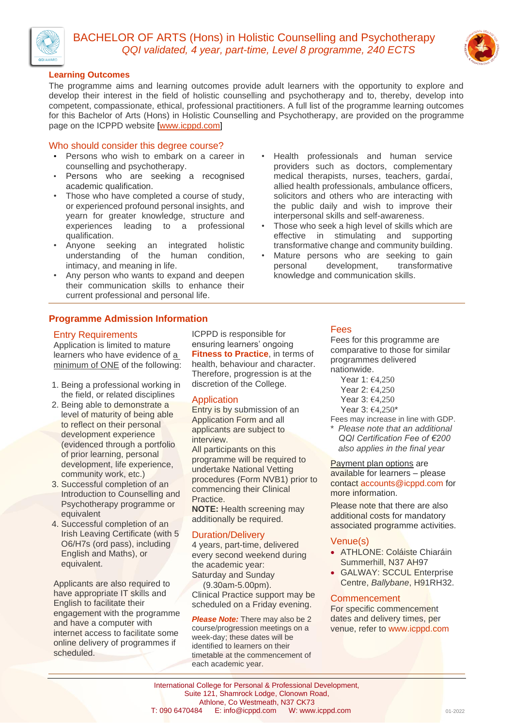# BACHELOR OF ARTS (Hons) in Holistic Counselling and Psychotherapy

*QQI validated, 4 year, part-time, Level 8 programme, 240 ECTS*

## Learning Outcomes

The programme aims and learning outcomes provide adult learners with the opportunity to explore and develop their interest in the field of holistic counselling and psychotherapy and to, thereby, develop into competent, compassionate, ethical, professional practitioners. A full list of the programme learning outcomes for this Bachelor of Arts (Hons) in Holistic Counselling and Psychotherapy, are provided on the programme page on the ICPPD website [www.icppd.com]

## Who should consider this degree course?

- Persons who wish to embark on a career in counselling and psychotherapy.
- Persons who are seeking a recognised academic qualification.
- Those who have completed a course of study, or experienced profound personal insights, and yearn for greater knowledge, structure and experiences leading to a professional qualification.
- Anyone seeking an integrated holistic understanding of the human condition, intimacy, and meaning in life.
- Any person who wants to expand and deepen their communication skills to enhance their current professional and personal life.
- Health professionals and human service providers such as doctors, complementary medical therapists, nurses, teachers, gardaí, allied health professionals, ambulance officers, solicitors and others who are interacting with the public daily and wish to improve their interpersonal skills and self-awareness.
- Those who seek a high level of skills which are effective in stimulating and supporting transformative change and community building.
- Mature persons who are seeking to gain personal development, transformative knowledge and communication skills.

## Programme Admission Information

### Entry Requirements

Application is limited to mature learners who have evidence of a minimum of ONE of the following:

1. Being a professional working in the field, or related disciplines
2. Being able to demonstrate a level of maturity of being able to reflect on their personal development experience (evidenced through a portfolio of prior learning, personal development, life experience, community work, etc.)
3. Successful completion of an Introduction to Counselling and Psychotherapy programme or equivalent
4. Successful completion of an Irish Leaving Certificate (with 5 O6/H7s (ord pass), including English and Maths), or equivalent.

Applicants are also required to have appropriate IT skills and English to facilitate their engagement with the programme and have a computer with internet access to facilitate some online delivery of programmes if scheduled.

ICPPD is responsible for ensuring learners' ongoing **Fitness to Practice**, in terms of health, behaviour and character. Therefore, progression is at the discretion of the College.

### Application

Entry is by submission of an Application Form and all applicants are subject to interview.

All participants on this programme will be required to undertake National Vetting procedures (Form NVB1) prior to commencing their Clinical Practice.

**NOTE:** Health screening may additionally be required.

### Duration/Delivery

4 years, part-time, delivered every second weekend during the academic year:
Saturday and Sunday (9.30am-5.00pm).
Clinical Practice support may be scheduled on a Friday evening.

***Please Note:*** There may also be 2 course/progression meetings on a week-day; these dates will be identified to learners on their timetable at the commencement of each academic year.

### Fees

Fees for this programme are comparative to those for similar programmes delivered nationwide.

Year 1: €4,250
Year 2: €4,250
Year 3: €4,250
Year 3: €4,250*

Fees may increase in line with GDP.

\* *Please note that an additional QQI Certification Fee of €200 also applies in the final year*

Payment plan options are available for learners – please contact accounts@icppd.com for more information.

Please note that there are also additional costs for mandatory associated programme activities.

### Venue(s)

- ATHLONE: Coláiste Chiaráin Summerhill, N37 AH97
- GALWAY: SCCUL Enterprise Centre, *Ballybane*, H91RH32.

### Commencement

For specific commencement dates and delivery times, per venue, refer to www.icppd.com

International College for Personal & Professional Development,
Suite 121, Shamrock Lodge, Clonown Road,
Athlone, Co Westmeath, N37 CK73
T: 090 6470484  E: info@icppd.com  W: www.icppd.com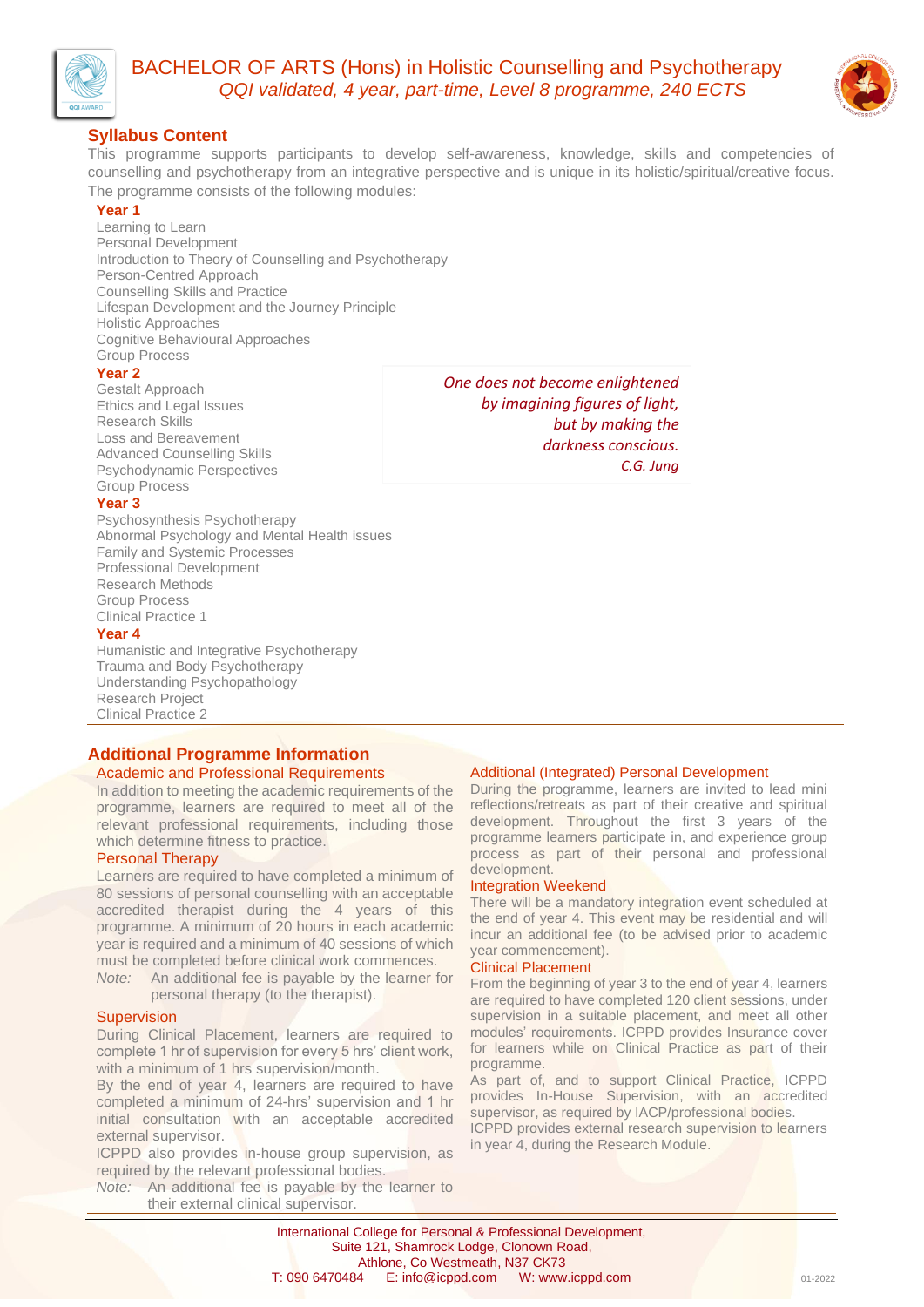# BACHELOR OF ARTS (Hons) in Holistic Counselling and Psychotherapy

*QQI validated, 4 year, part-time, Level 8 programme, 240 ECTS*

## Syllabus Content

This programme supports participants to develop self-awareness, knowledge, skills and competencies of counselling and psychotherapy from an integrative perspective and is unique in its holistic/spiritual/creative focus. The programme consists of the following modules:

### Year 1

Learning to Learn
Personal Development
Introduction to Theory of Counselling and Psychotherapy
Person-Centred Approach
Counselling Skills and Practice
Lifespan Development and the Journey Principle
Holistic Approaches
Cognitive Behavioural Approaches
Group Process

### Year 2

Gestalt Approach
Ethics and Legal Issues
Research Skills
Loss and Bereavement
Advanced Counselling Skills
Psychodynamic Perspectives
Group Process

> *One does not become enlightened by imagining figures of light, but by making the darkness conscious.*
> *C.G. Jung*

### Year 3

Psychosynthesis Psychotherapy
Abnormal Psychology and Mental Health issues
Family and Systemic Processes
Professional Development
Research Methods
Group Process
Clinical Practice 1

### Year 4

Humanistic and Integrative Psychotherapy
Trauma and Body Psychotherapy
Understanding Psychopathology
Research Project
Clinical Practice 2

## Additional Programme Information

### Academic and Professional Requirements

In addition to meeting the academic requirements of the programme, learners are required to meet all of the relevant professional requirements, including those which determine fitness to practice.

### Personal Therapy

Learners are required to have completed a minimum of 80 sessions of personal counselling with an acceptable accredited therapist during the 4 years of this programme. A minimum of 20 hours in each academic year is required and a minimum of 40 sessions of which must be completed before clinical work commences.

*Note:* An additional fee is payable by the learner for personal therapy (to the therapist).

### Supervision

During Clinical Placement, learners are required to complete 1 hr of supervision for every 5 hrs' client work, with a minimum of 1 hrs supervision/month.

By the end of year 4, learners are required to have completed a minimum of 24-hrs' supervision and 1 hr initial consultation with an acceptable accredited external supervisor.

ICPPD also provides in-house group supervision, as required by the relevant professional bodies.

*Note:* An additional fee is payable by the learner to their external clinical supervisor.

### Additional (Integrated) Personal Development

During the programme, learners are invited to lead mini reflections/retreats as part of their creative and spiritual development. Throughout the first 3 years of the programme learners participate in, and experience group process as part of their personal and professional development.

### Integration Weekend

There will be a mandatory integration event scheduled at the end of year 4. This event may be residential and will incur an additional fee (to be advised prior to academic year commencement).

### Clinical Placement

From the beginning of year 3 to the end of year 4, learners are required to have completed 120 client sessions, under supervision in a suitable placement, and meet all other modules' requirements. ICPPD provides Insurance cover for learners while on Clinical Practice as part of their programme.

As part of, and to support Clinical Practice, ICPPD provides In-House Supervision, with an accredited supervisor, as required by IACP/professional bodies.

ICPPD provides external research supervision to learners in year 4, during the Research Module.

International College for Personal & Professional Development,
Suite 121, Shamrock Lodge, Clonown Road,
Athlone, Co Westmeath, N37 CK73
T: 090 6470484 E: info@icppd.com W: www.icppd.com

01-2022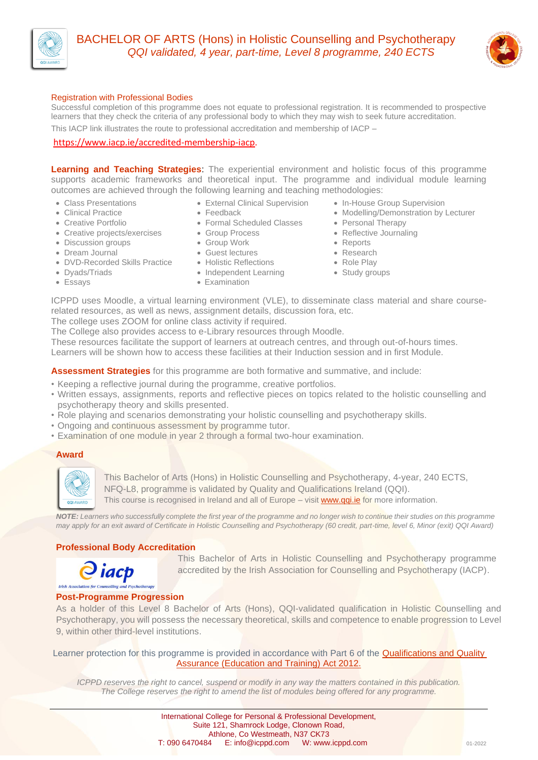# BACHELOR OF ARTS (Hons) in Holistic Counselling and Psychotherapy

*QQI validated, 4 year, part-time, Level 8 programme, 240 ECTS*

### Registration with Professional Bodies

Successful completion of this programme does not equate to professional registration. It is recommended to prospective learners that they check the criteria of any professional body to which they may wish to seek future accreditation.

This IACP link illustrates the route to professional accreditation and membership of IACP –

https://www.iacp.ie/accredited-membership-iacp.

**Learning and Teaching Strategies**: The experiential environment and holistic focus of this programme supports academic frameworks and theoretical input. The programme and individual module learning outcomes are achieved through the following learning and teaching methodologies:

- Class Presentations
- Clinical Practice
- Creative Portfolio
- Creative projects/exercises
- Discussion groups
- Dream Journal
- DVD-Recorded Skills Practice
- Dyads/Triads
- Essays
- External Clinical Supervision
- Feedback
- Formal Scheduled Classes
- Group Process
- Group Work
- Guest lectures
- Holistic Reflections
- Independent Learning
- Examination
- In-House Group Supervision
- Modelling/Demonstration by Lecturer
- Personal Therapy
- Reflective Journaling
- Reports
- Research
- Role Play
- Study groups

ICPPD uses Moodle, a virtual learning environment (VLE), to disseminate class material and share course-related resources, as well as news, assignment details, discussion fora, etc.
The college uses ZOOM for online class activity if required.
The College also provides access to e-Library resources through Moodle.
These resources facilitate the support of learners at outreach centres, and through out-of-hours times.
Learners will be shown how to access these facilities at their Induction session and in first Module.

**Assessment Strategies** for this programme are both formative and summative, and include:

- Keeping a reflective journal during the programme, creative portfolios.
- Written essays, assignments, reports and reflective pieces on topics related to the holistic counselling and psychotherapy theory and skills presented.
- Role playing and scenarios demonstrating your holistic counselling and psychotherapy skills.
- Ongoing and continuous assessment by programme tutor.
- Examination of one module in year 2 through a formal two-hour examination.

### Award

This Bachelor of Arts (Hons) in Holistic Counselling and Psychotherapy, 4-year, 240 ECTS, NFQ-L8, programme is validated by Quality and Qualifications Ireland (QQI).
This course is recognised in Ireland and all of Europe – visit www.qqi.ie for more information.

***NOTE:** Learners who successfully complete the first year of the programme and no longer wish to continue their studies on this programme may apply for an exit award of Certificate in Holistic Counselling and Psychotherapy (60 credit, part-time, level 6, Minor (exit) QQI Award)*

### Professional Body Accreditation

This Bachelor of Arts in Holistic Counselling and Psychotherapy programme accredited by the Irish Association for Counselling and Psychotherapy (IACP).

### Post-Programme Progression

As a holder of this Level 8 Bachelor of Arts (Hons), QQI-validated qualification in Holistic Counselling and Psychotherapy, you will possess the necessary theoretical, skills and competence to enable progression to Level 9, within other third-level institutions.

Learner protection for this programme is provided in accordance with Part 6 of the Qualifications and Quality Assurance (Education and Training) Act 2012.

*ICPPD reserves the right to cancel, suspend or modify in any way the matters contained in this publication. The College reserves the right to amend the list of modules being offered for any programme.*

International College for Personal & Professional Development,
Suite 121, Shamrock Lodge, Clonown Road,
Athlone, Co Westmeath, N37 CK73
T: 090 6470484 E: info@icppd.com W: www.icppd.com

01-2022